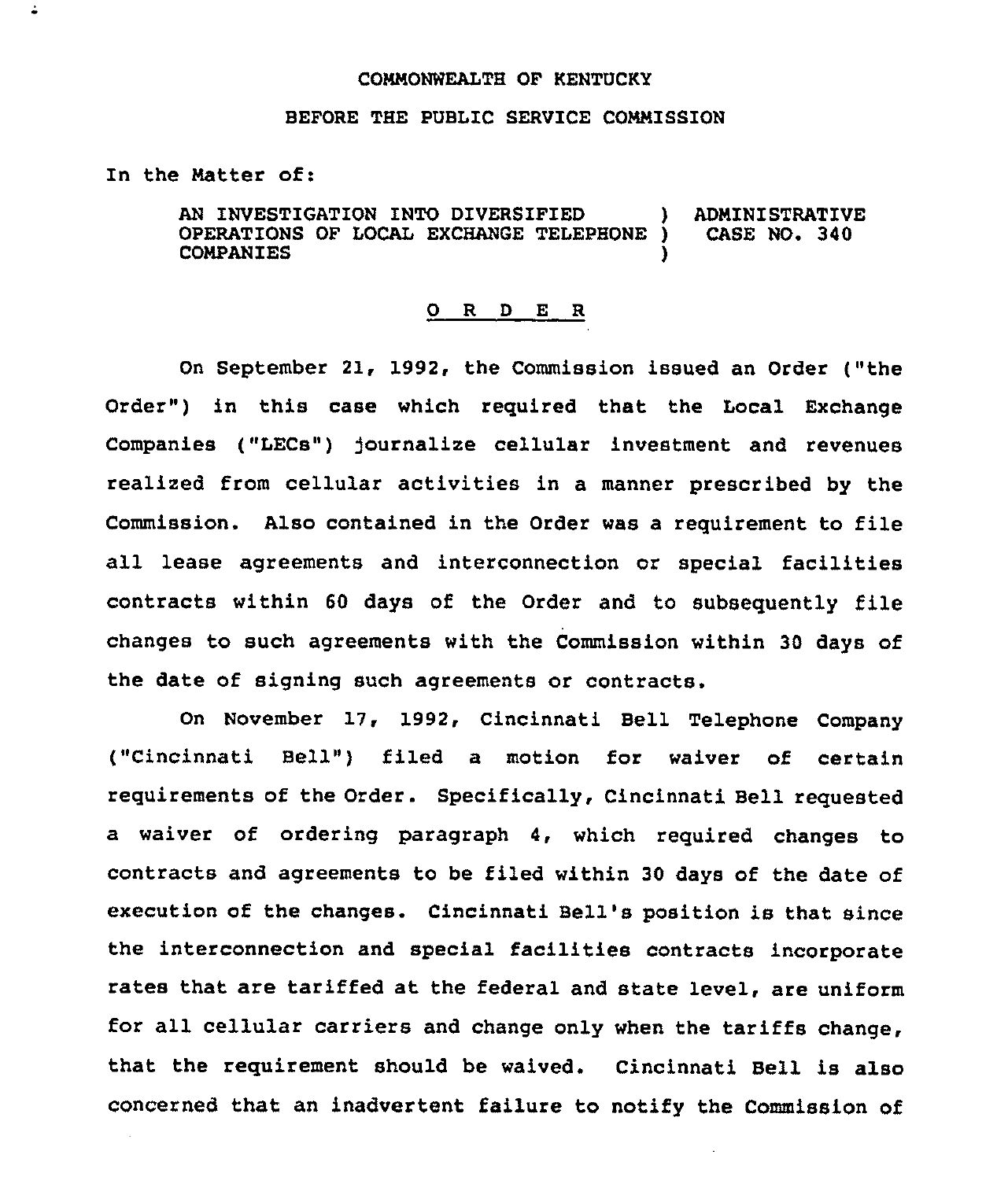COMMONWEALTH OF KENTUCKY

BEFORE THE PUBLIC SERVICE COMMISSION

In the Matter of:

AN INVESTIGATION INTO DIVERSIFIED OPERATIONS OF LOCAL EXCHANGE TELEPHONE COMPANIES ) ADMINISTRATIVE CASE NO. 340

## O R D E R

On September 21, 1992, the Commission issued an Order ("the Order") in this case which required that the Local Exchange Companies ("LECs") journalize cellular investment and revenues realized from cellular activities in a manner prescribed by the Commission. Also contained in the Order was a requirement to file all lease agreements and interconnection or special facilities contracts within 60 days of the Order and to subsequently file changes to such agreements with the Commission within 30 days of the date of signing such agreements or contracts.

On November 17, 1992, Cincinnati Bell Telephone Company ("Cincinnati Bell") filed a motion for waiver of certain requirements of the Order. Specifically, Cincinnati Bell requested a waiver of ordering paragraph 4, which required changes to contracts and agreements to be filed within 30 days of the date of execution of the changes. Cincinnati Bell's position is that since the interconnection and special facilities contracts incorporate rates that are tariffed at the federal and state level, are uniform for all cellular carriers and change only when the tariffs change, that the requirement should be waived. Cincinnati Bell is also concerned that an inadvertent failure to notify the Commission of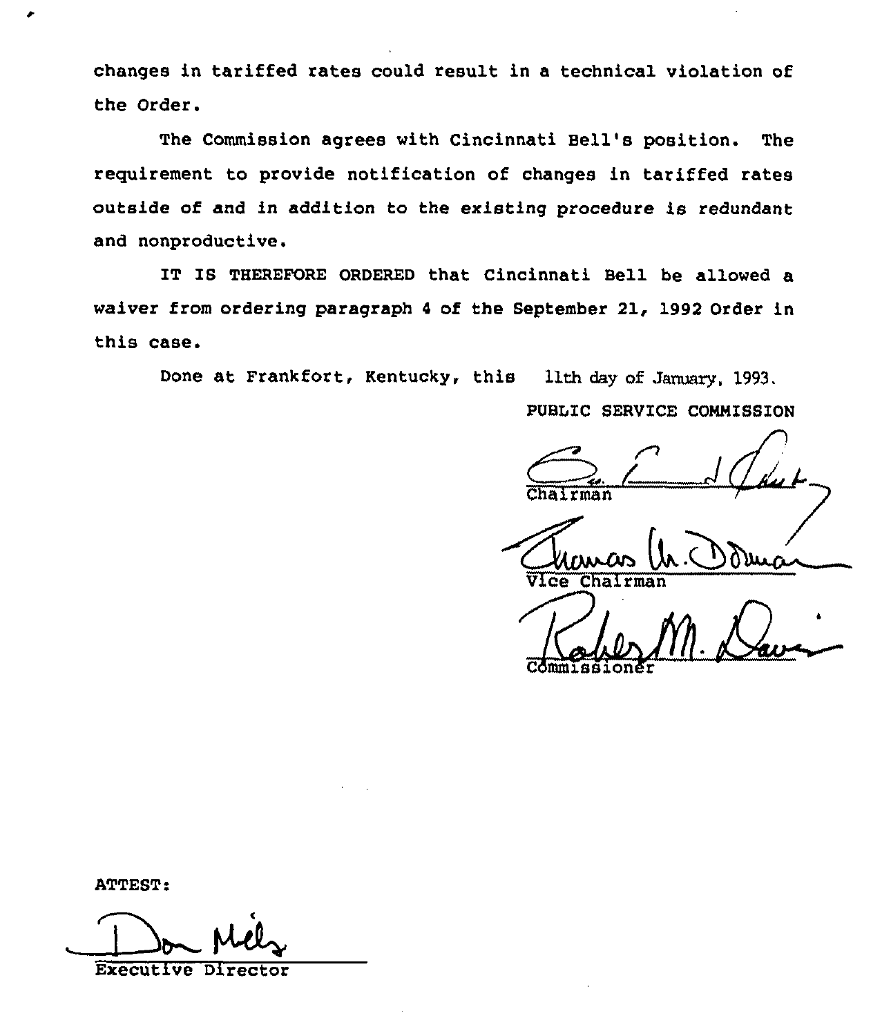changes in tariffed rates could result in a technical violation of the Order.

The Commission agrees with Cincinnati Bell's position. The requirement to provide notification of changes in tariffed rates outside of and in addition to the existing procedure is redundant and nonproductive.

IT IS THEREFORE ORDERED that Cincinnati Bell be allowed a waiver from ordering paragraph 4 of the September 21, 1992 Order in this case.

Done at Frankfort, Kentucky, this 11th day of January, 1993.

PUBLIC SERVICE COMMISSION

Chairman

Vice Chairman

Commissioner

ATTEST:

Executive Director